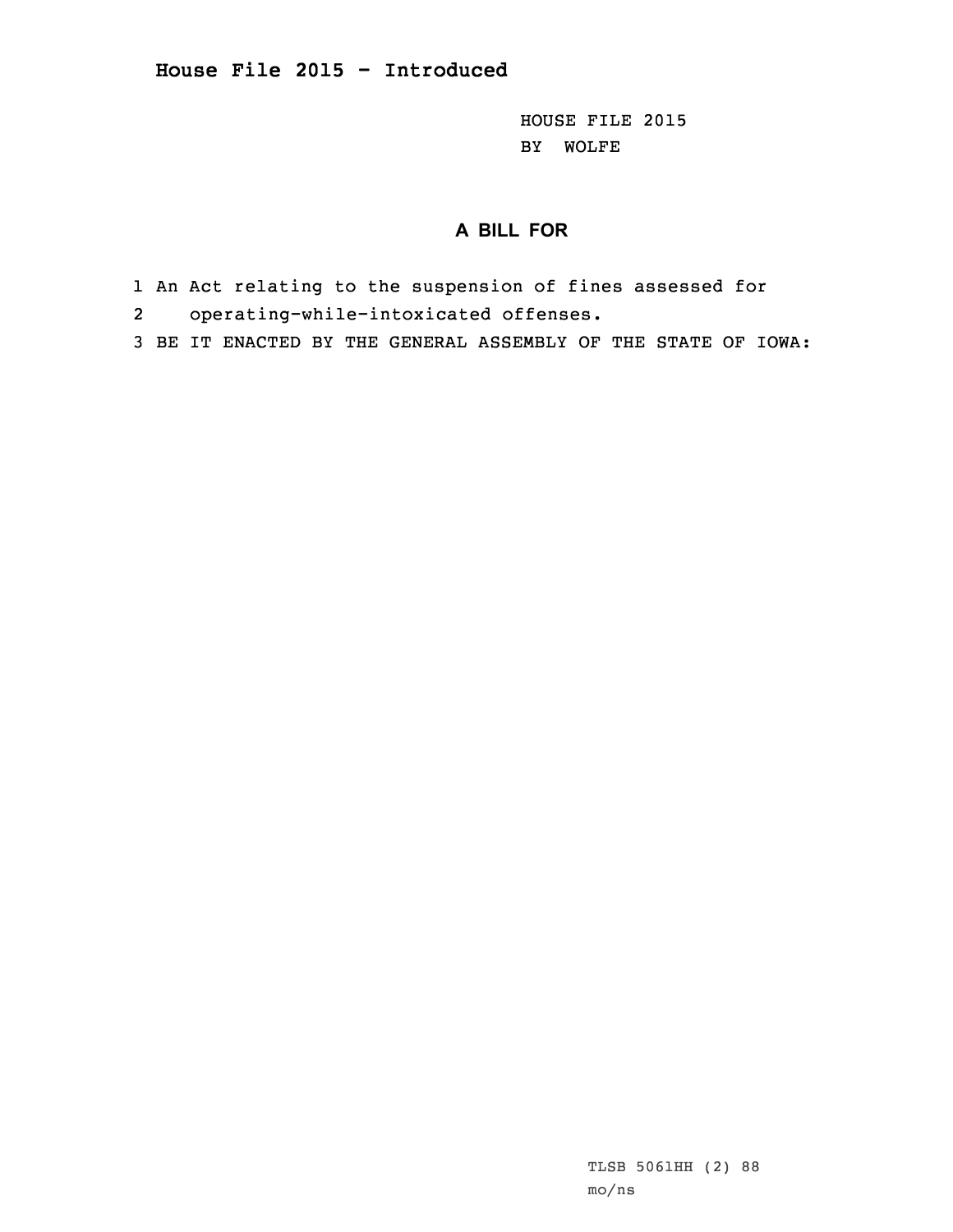## House File 2015 - Introduced

HOUSE FILE 2015
BY WOLFE

### A BILL FOR

1 An Act relating to the suspension of fines assessed for
2 operating-while-intoxicated offenses.
3 BE IT ENACTED BY THE GENERAL ASSEMBLY OF THE STATE OF IOWA:

TLSB 5061HH (2) 88
mo/ns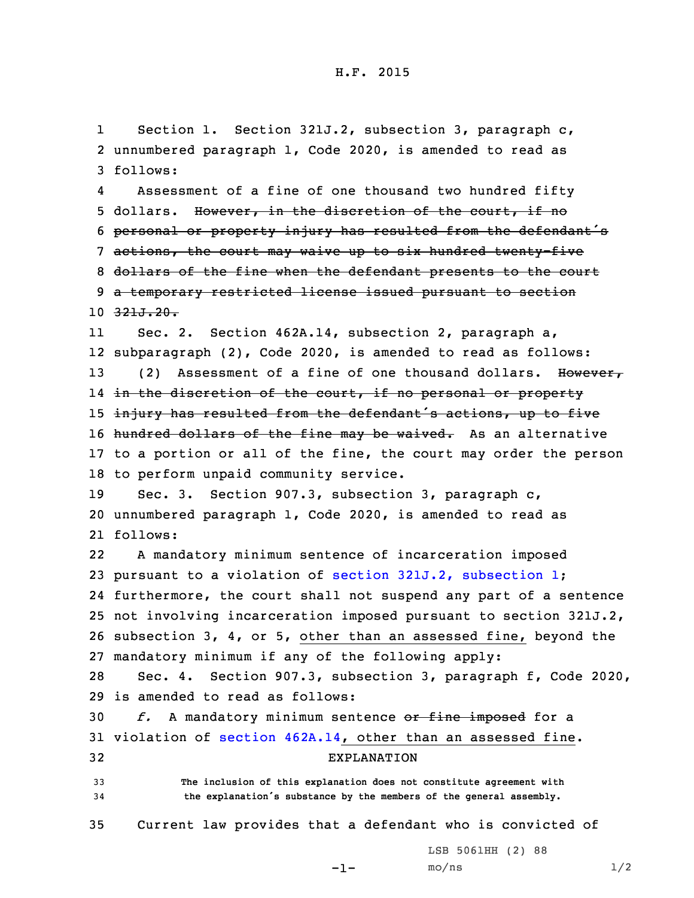H.F. 2015

Section 1. Section 321J.2, subsection 3, paragraph c, unnumbered paragraph 1, Code 2020, is amended to read as follows:

Assessment of a fine of one thousand two hundred fifty dollars. ~~However, in the discretion of the court, if no personal or property injury has resulted from the defendant's actions, the court may waive up to six hundred twenty-five dollars of the fine when the defendant presents to the court a temporary restricted license issued pursuant to section 321J.20.~~

Sec. 2. Section 462A.14, subsection 2, paragraph a, subparagraph (2), Code 2020, is amended to read as follows:

(2) Assessment of a fine of one thousand dollars. ~~However, in the discretion of the court, if no personal or property injury has resulted from the defendant's actions, up to five hundred dollars of the fine may be waived.~~ As an alternative to a portion or all of the fine, the court may order the person to perform unpaid community service.

Sec. 3. Section 907.3, subsection 3, paragraph c, unnumbered paragraph 1, Code 2020, is amended to read as follows:

A mandatory minimum sentence of incarceration imposed pursuant to a violation of section 321J.2, subsection 1; furthermore, the court shall not suspend any part of a sentence not involving incarceration imposed pursuant to section 321J.2, subsection 3, 4, or 5, <u>other than an assessed fine,</u> beyond the mandatory minimum if any of the following apply:

Sec. 4. Section 907.3, subsection 3, paragraph f, Code 2020, is amended to read as follows:

*f.* A mandatory minimum sentence ~~or fine imposed~~ for a violation of section 462A.14<u>, other than an assessed fine</u>.

EXPLANATION

**The inclusion of this explanation does not constitute agreement with the explanation's substance by the members of the general assembly.**

Current law provides that a defendant who is convicted of

LSB 5061HH (2) 88
mo/ns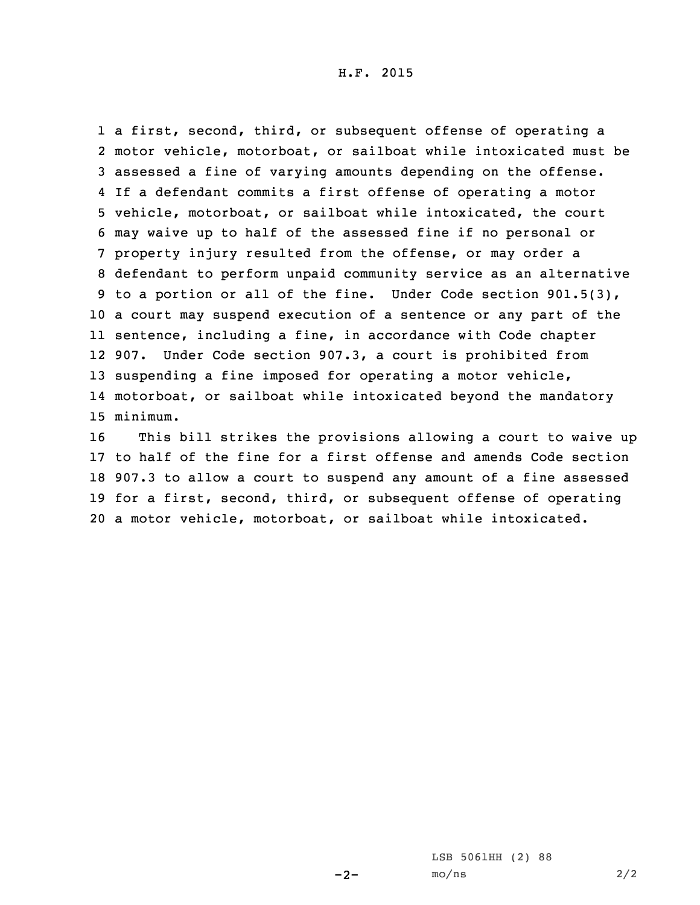a first, second, third, or subsequent offense of operating a motor vehicle, motorboat, or sailboat while intoxicated must be assessed a fine of varying amounts depending on the offense. If a defendant commits a first offense of operating a motor vehicle, motorboat, or sailboat while intoxicated, the court may waive up to half of the assessed fine if no personal or property injury resulted from the offense, or may order a defendant to perform unpaid community service as an alternative to a portion or all of the fine. Under Code section 901.5(3), a court may suspend execution of a sentence or any part of the sentence, including a fine, in accordance with Code chapter 907. Under Code section 907.3, a court is prohibited from suspending a fine imposed for operating a motor vehicle, motorboat, or sailboat while intoxicated beyond the mandatory minimum.

This bill strikes the provisions allowing a court to waive up to half of the fine for a first offense and amends Code section 907.3 to allow a court to suspend any amount of a fine assessed for a first, second, third, or subsequent offense of operating a motor vehicle, motorboat, or sailboat while intoxicated.

LSB 5061HH (2) 88
mo/ns